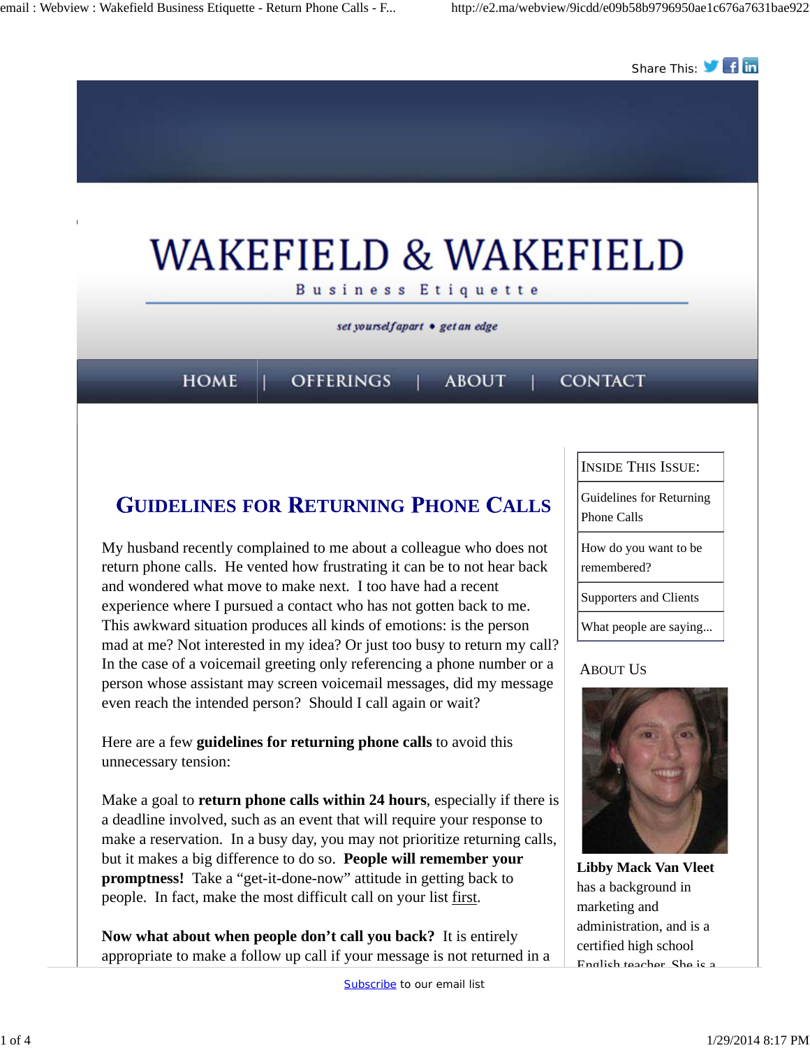Share This:

# WAKEFIELD & WAKEFIELD

Business Etiquette

*set yourself apart • get an edge*

HOME | OFFERINGS | ABOUT | CONTACT

## Guidelines for Returning Phone Calls

My husband recently complained to me about a colleague who does not return phone calls. He vented how frustrating it can be to not hear back and wondered what move to make next. I too have had a recent experience where I pursued a contact who has not gotten back to me. This awkward situation produces all kinds of emotions: is the person mad at me? Not interested in my idea? Or just too busy to return my call? In the case of a voicemail greeting only referencing a phone number or a person whose assistant may screen voicemail messages, did my message even reach the intended person? Should I call again or wait?

Here are a few **guidelines for returning phone calls** to avoid this unnecessary tension:

Make a goal to **return phone calls within 24 hours**, especially if there is a deadline involved, such as an event that will require your response to make a reservation. In a busy day, you may not prioritize returning calls, but it makes a big difference to do so. **People will remember your promptness!** Take a "get-it-done-now" attitude in getting back to people. In fact, make the most difficult call on your list first.

**Now what about when people don't call you back?** It is entirely appropriate to make a follow up call if your message is not returned in a

| Inside This Issue: |
| --- |
| Guidelines for Returning Phone Calls |
| How do you want to be remembered? |
| Supporters and Clients |
| What people are saying... |

### About Us

**Libby Mack Van Vleet** has a background in marketing and administration, and is a certified high school English teacher. She is a

Subscribe to our email list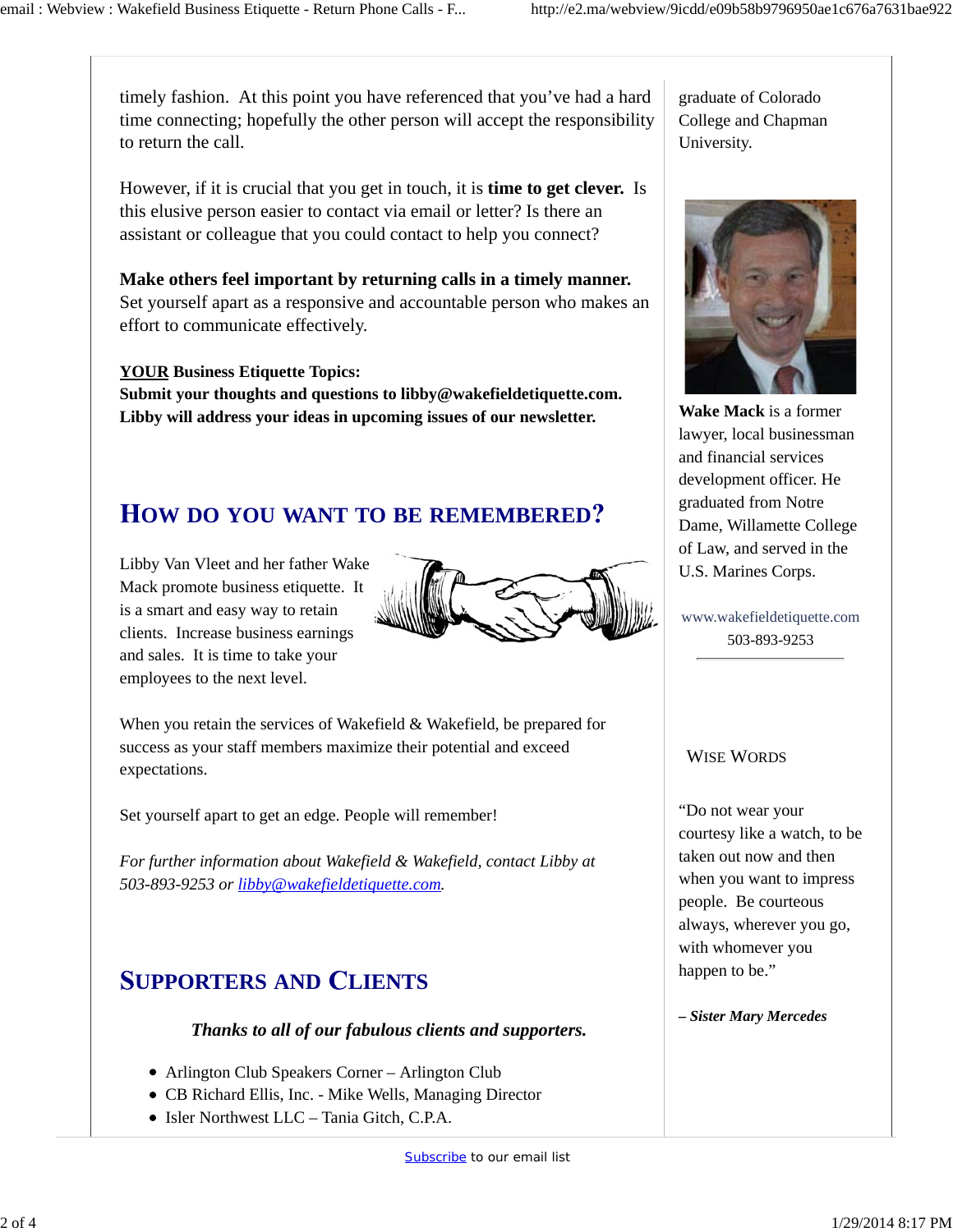timely fashion. At this point you have referenced that you've had a hard time connecting; hopefully the other person will accept the responsibility to return the call.

However, if it is crucial that you get in touch, it is **time to get clever.** Is this elusive person easier to contact via email or letter? Is there an assistant or colleague that you could contact to help you connect?

**Make others feel important by returning calls in a timely manner.** Set yourself apart as a responsive and accountable person who makes an effort to communicate effectively.

**YOUR Business Etiquette Topics:**
**Submit your thoughts and questions to libby@wakefieldetiquette.com. Libby will address your ideas in upcoming issues of our newsletter.**

## How do you want to be remembered?

Libby Van Vleet and her father Wake Mack promote business etiquette. It is a smart and easy way to retain clients. Increase business earnings and sales. It is time to take your employees to the next level.

When you retain the services of Wakefield & Wakefield, be prepared for success as your staff members maximize their potential and exceed expectations.

Set yourself apart to get an edge. People will remember!

*For further information about Wakefield & Wakefield, contact Libby at 503-893-9253 or libby@wakefieldetiquette.com.*

## Supporters and Clients

***Thanks to all of our fabulous clients and supporters.***

- Arlington Club Speakers Corner – Arlington Club
- CB Richard Ellis, Inc. - Mike Wells, Managing Director
- Isler Northwest LLC – Tania Gitch, C.P.A.

graduate of Colorado College and Chapman University.

**Wake Mack** is a former lawyer, local businessman and financial services development officer. He graduated from Notre Dame, Willamette College of Law, and served in the U.S. Marines Corps.

www.wakefieldetiquette.com
503-893-9253

### Wise Words

"Do not wear your courtesy like a watch, to be taken out now and then when you want to impress people. Be courteous always, wherever you go, with whomever you happen to be."

***– Sister Mary Mercedes***

Subscribe to our email list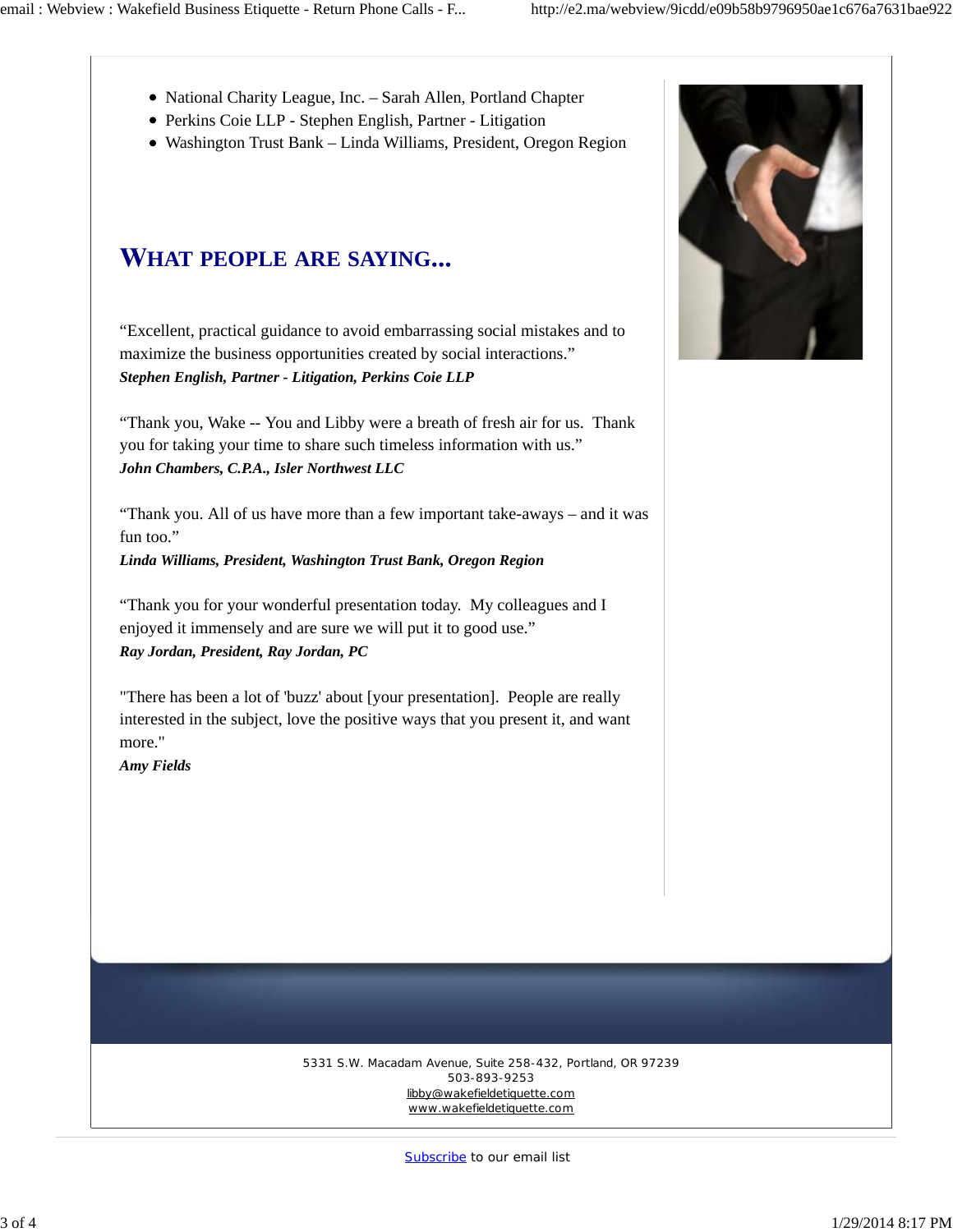- National Charity League, Inc. – Sarah Allen, Portland Chapter
- Perkins Coie LLP - Stephen English, Partner - Litigation
- Washington Trust Bank – Linda Williams, President, Oregon Region

## WHAT PEOPLE ARE SAYING...

“Excellent, practical guidance to avoid embarrassing social mistakes and to maximize the business opportunities created by social interactions.”
***Stephen English, Partner - Litigation, Perkins Coie LLP***

“Thank you, Wake -- You and Libby were a breath of fresh air for us. Thank you for taking your time to share such timeless information with us.”
***John Chambers, C.P.A., Isler Northwest LLC***

“Thank you. All of us have more than a few important take-aways – and it was fun too.”
***Linda Williams, President, Washington Trust Bank, Oregon Region***

“Thank you for your wonderful presentation today. My colleagues and I enjoyed it immensely and are sure we will put it to good use.”
***Ray Jordan, President, Ray Jordan, PC***

"There has been a lot of 'buzz' about [your presentation]. People are really interested in the subject, love the positive ways that you present it, and want more."
***Amy Fields***

5331 S.W. Macadam Avenue, Suite 258-432, Portland, OR 97239
503-893-9253
libby@wakefieldetiquette.com
www.wakefieldetiquette.com

Subscribe to our email list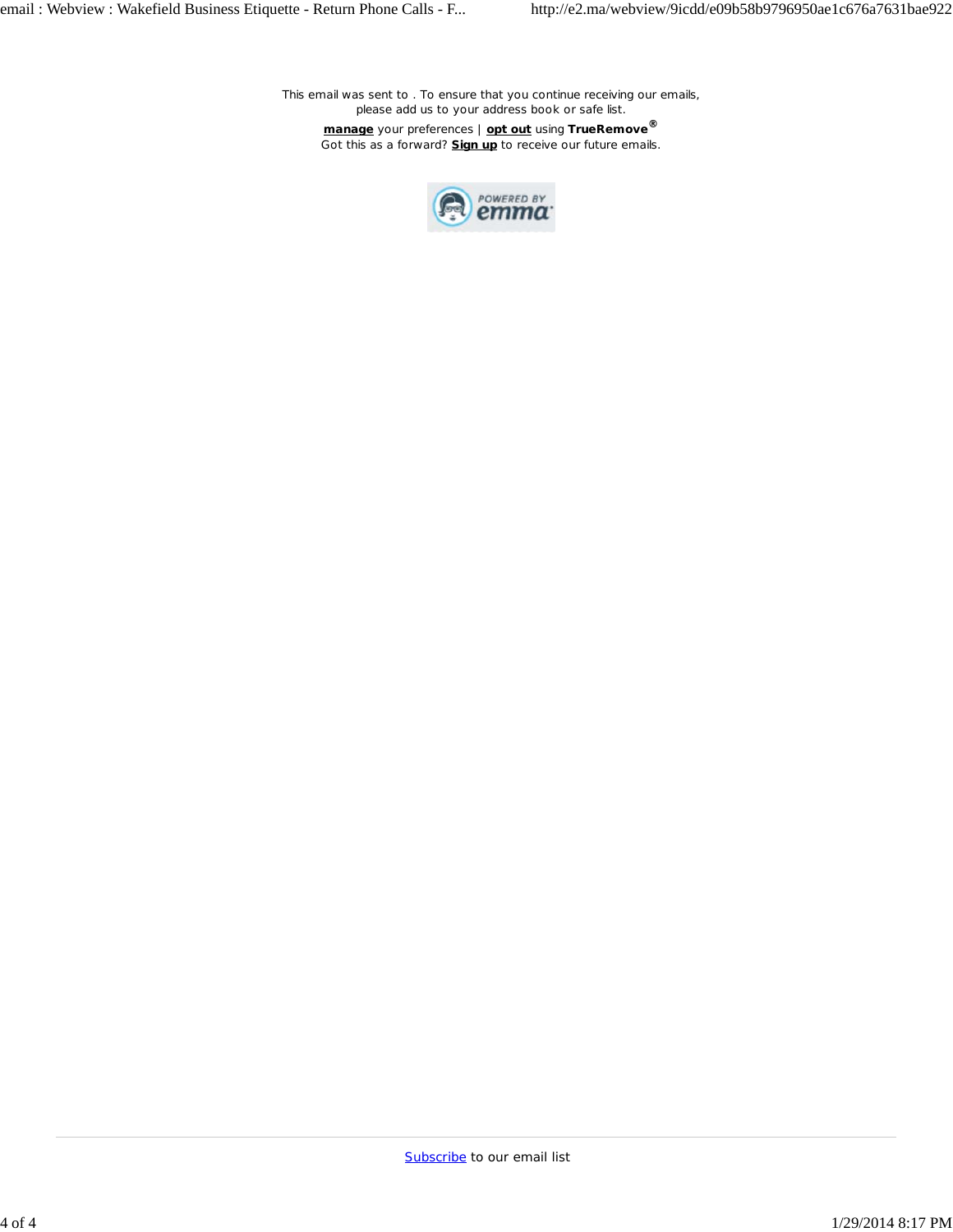This email was sent to . To ensure that you continue receiving our emails,
please add us to your address book or safe list.

**manage** your preferences | **opt out** using **TrueRemove®**
Got this as a forward? **Sign up** to receive our future emails.

POWERED BY emma

---

Subscribe to our email list